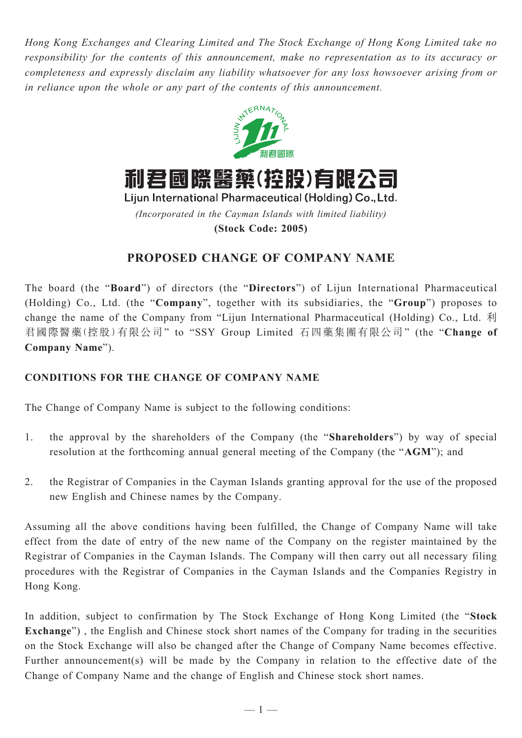*Hong Kong Exchanges and Clearing Limited and The Stock Exchange of Hong Kong Limited take no responsibility for the contents of this announcement, make no representation as to its accuracy or completeness and expressly disclaim any liability whatsoever for any loss howsoever arising from or in reliance upon the whole or any part of the contents of this announcement.*

# 利君國際醫藥(控股)有限公司
## Lijun International Pharmaceutical (Holding) Co., Ltd.

*(Incorporated in the Cayman Islands with limited liability)*

**(Stock Code: 2005)**

## PROPOSED CHANGE OF COMPANY NAME

The board (the "**Board**") of directors (the "**Directors**") of Lijun International Pharmaceutical (Holding) Co., Ltd. (the "**Company**", together with its subsidiaries, the "**Group**") proposes to change the name of the Company from "Lijun International Pharmaceutical (Holding) Co., Ltd. 利君國際醫藥(控股)有限公司" to "SSY Group Limited 石四藥集團有限公司" (the "**Change of Company Name**").

### CONDITIONS FOR THE CHANGE OF COMPANY NAME

The Change of Company Name is subject to the following conditions:

1. the approval by the shareholders of the Company (the "**Shareholders**") by way of special resolution at the forthcoming annual general meeting of the Company (the "**AGM**"); and

2. the Registrar of Companies in the Cayman Islands granting approval for the use of the proposed new English and Chinese names by the Company.

Assuming all the above conditions having been fulfilled, the Change of Company Name will take effect from the date of entry of the new name of the Company on the register maintained by the Registrar of Companies in the Cayman Islands. The Company will then carry out all necessary filing procedures with the Registrar of Companies in the Cayman Islands and the Companies Registry in Hong Kong.

In addition, subject to confirmation by The Stock Exchange of Hong Kong Limited (the "**Stock Exchange**") , the English and Chinese stock short names of the Company for trading in the securities on the Stock Exchange will also be changed after the Change of Company Name becomes effective. Further announcement(s) will be made by the Company in relation to the effective date of the Change of Company Name and the change of English and Chinese stock short names.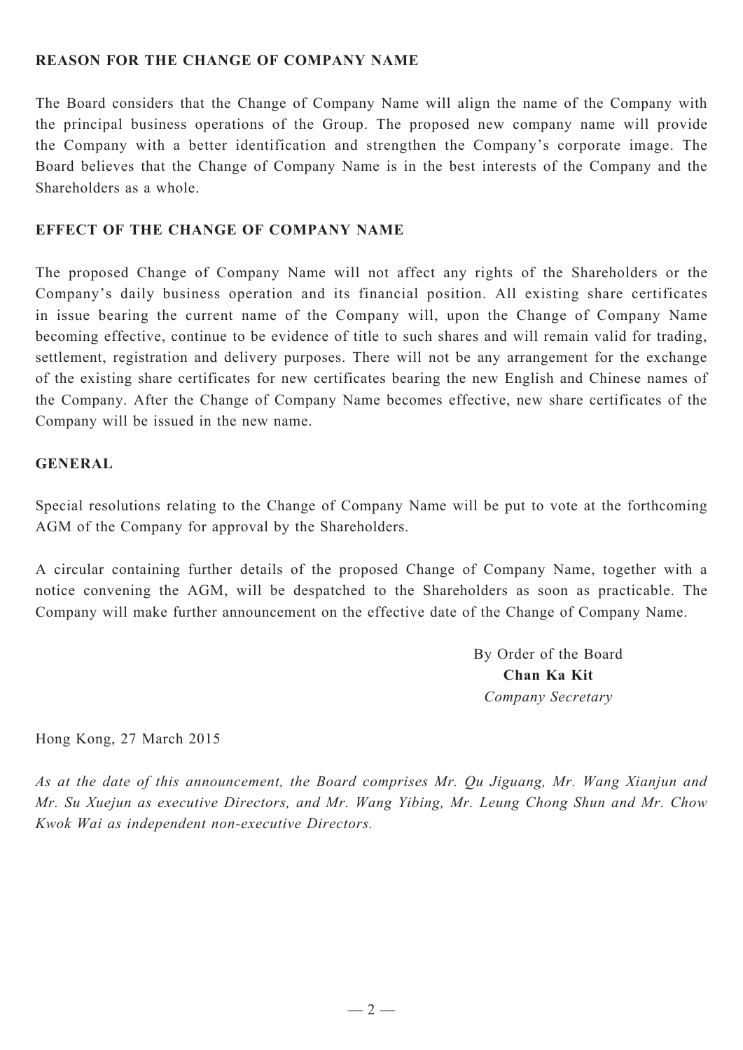## REASON FOR THE CHANGE OF COMPANY NAME

The Board considers that the Change of Company Name will align the name of the Company with the principal business operations of the Group. The proposed new company name will provide the Company with a better identification and strengthen the Company's corporate image. The Board believes that the Change of Company Name is in the best interests of the Company and the Shareholders as a whole.

## EFFECT OF THE CHANGE OF COMPANY NAME

The proposed Change of Company Name will not affect any rights of the Shareholders or the Company's daily business operation and its financial position. All existing share certificates in issue bearing the current name of the Company will, upon the Change of Company Name becoming effective, continue to be evidence of title to such shares and will remain valid for trading, settlement, registration and delivery purposes. There will not be any arrangement for the exchange of the existing share certificates for new certificates bearing the new English and Chinese names of the Company. After the Change of Company Name becomes effective, new share certificates of the Company will be issued in the new name.

## GENERAL

Special resolutions relating to the Change of Company Name will be put to vote at the forthcoming AGM of the Company for approval by the Shareholders.

A circular containing further details of the proposed Change of Company Name, together with a notice convening the AGM, will be despatched to the Shareholders as soon as practicable. The Company will make further announcement on the effective date of the Change of Company Name.

By Order of the Board
**Chan Ka Kit**
*Company Secretary*

Hong Kong, 27 March 2015

*As at the date of this announcement, the Board comprises Mr. Qu Jiguang, Mr. Wang Xianjun and Mr. Su Xuejun as executive Directors, and Mr. Wang Yibing, Mr. Leung Chong Shun and Mr. Chow Kwok Wai as independent non-executive Directors.*